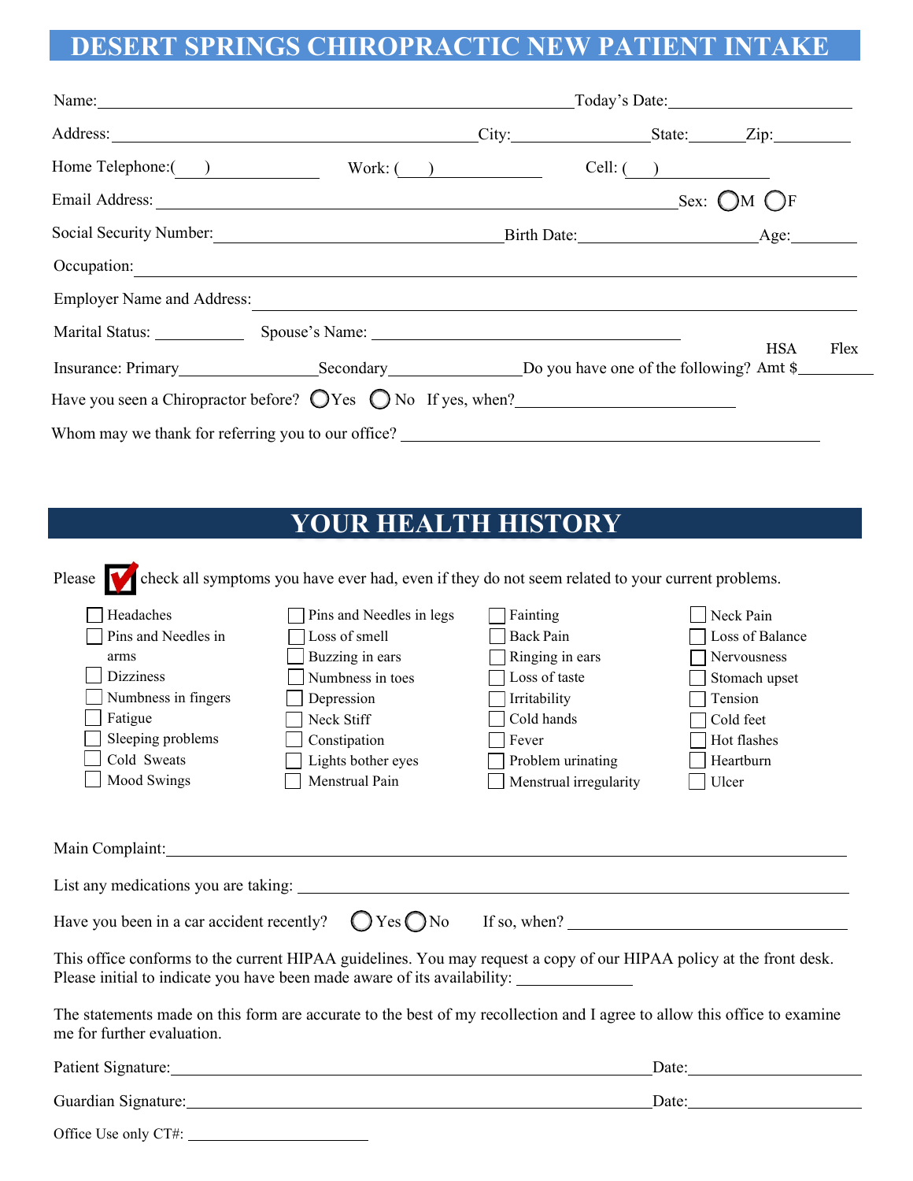# DESERT SPRINGS CHIROPRACTIC NEW PATIENT INTAKE

Name: \_\_\_\_\_\_\_\_\_\_\_\_\_\_\_\_\_\_\_\_\_\_\_\_\_\_\_\_\_\_\_\_\_\_\_\_\_\_\_\_ Today's Date: \_\_\_\_\_\_\_\_\_\_\_\_\_\_\_\_\_\_

Address: \_\_\_\_\_\_\_\_\_\_\_\_\_\_\_\_\_\_\_\_\_\_\_\_\_\_\_\_\_\_\_\_ City: \_\_\_\_\_\_\_\_\_\_\_\_\_\_ State: \_\_\_\_\_ Zip: \_\_\_\_\_\_\_\_

Home Telephone: ( ) \_\_\_\_\_\_\_\_\_\_ Work: ( ) \_\_\_\_\_\_\_\_\_\_ Cell: ( ) \_\_\_\_\_\_\_\_\_\_

Email Address: \_\_\_\_\_\_\_\_\_\_\_\_\_\_\_\_\_\_\_\_\_\_\_\_\_\_\_\_\_\_\_\_\_\_\_\_\_\_\_\_ Sex: ◯ M ◯ F

Social Security Number: \_\_\_\_\_\_\_\_\_\_\_\_\_\_\_\_\_\_\_\_\_\_\_\_ Birth Date: \_\_\_\_\_\_\_\_\_\_\_\_\_\_\_\_ Age: \_\_\_\_\_\_

Occupation: \_\_\_\_\_\_\_\_\_\_\_\_\_\_\_\_\_\_\_\_\_\_\_\_\_\_\_\_\_\_\_\_\_\_\_\_\_\_\_\_\_\_\_\_\_\_\_\_\_\_

Employer Name and Address: \_\_\_\_\_\_\_\_\_\_\_\_\_\_\_\_\_\_\_\_\_\_\_\_\_\_\_\_\_\_\_\_\_\_\_\_\_\_\_\_\_\_\_\_\_\_\_\_\_\_

Marital Status: \_\_\_\_\_\_\_\_ Spouse's Name: \_\_\_\_\_\_\_\_\_\_\_\_\_\_\_\_\_\_\_\_\_\_\_\_\_\_\_\_

Insurance: Primary \_\_\_\_\_\_\_\_\_\_\_\_ Secondary \_\_\_\_\_\_\_\_\_\_\_\_ Do you have one of the following? HSA Flex Amt $ \_\_\_\_\_\_\_\_

Have you seen a Chiropractor before? ◯ Yes ◯ No If yes, when? \_\_\_\_\_\_\_\_\_\_\_\_\_\_\_\_\_\_\_\_

Whom may we thank for referring you to our office? \_\_\_\_\_\_\_\_\_\_\_\_\_\_\_\_\_\_\_\_\_\_\_\_\_\_\_\_\_\_\_\_\_\_\_\_\_\_\_\_

# YOUR HEALTH HISTORY

Please ☑ check all symptoms you have ever had, even if they do not seem related to your current problems.

| | | | |
|---|---|---|---|
| ☐ Headaches | ☐ Pins and Needles in legs | ☐ Fainting | ☐ Neck Pain |
| ☐ Pins and Needles in arms | ☐ Loss of smell | ☐ Back Pain | ☐ Loss of Balance |
| ☐ Dizziness | ☐ Buzzing in ears | ☐ Ringing in ears | ☐ Nervousness |
| ☐ Numbness in fingers | ☐ Numbness in toes | ☐ Loss of taste | ☐ Stomach upset |
| ☐ Fatigue | ☐ Depression | ☐ Irritability | ☐ Tension |
| ☐ Sleeping problems | ☐ Neck Stiff | ☐ Cold hands | ☐ Cold feet |
| ☐ Cold Sweats | ☐ Constipation | ☐ Fever | ☐ Hot flashes |
| ☐ Mood Swings | ☐ Lights bother eyes | ☐ Problem urinating | ☐ Heartburn |
| | ☐ Menstrual Pain | ☐ Menstrual irregularity | ☐ Ulcer |

Main Complaint: \_\_\_\_\_\_\_\_\_\_\_\_\_\_\_\_\_\_\_\_\_\_\_\_\_\_\_\_\_\_\_\_\_\_\_\_\_\_\_\_\_\_\_\_\_\_\_\_\_\_

List any medications you are taking: \_\_\_\_\_\_\_\_\_\_\_\_\_\_\_\_\_\_\_\_\_\_\_\_\_\_\_\_\_\_\_\_\_\_\_\_\_\_\_\_

Have you been in a car accident recently? ◯ Yes ◯ No If so, when? \_\_\_\_\_\_\_\_\_\_\_\_\_\_\_\_\_\_\_\_

This office conforms to the current HIPAA guidelines. You may request a copy of our HIPAA policy at the front desk. Please initial to indicate you have been made aware of its availability: \_\_\_\_\_\_\_\_\_\_

The statements made on this form are accurate to the best of my recollection and I agree to allow this office to examine me for further evaluation.

Patient Signature: \_\_\_\_\_\_\_\_\_\_\_\_\_\_\_\_\_\_\_\_\_\_\_\_\_\_\_\_\_\_\_\_\_\_\_\_\_\_\_\_ Date: \_\_\_\_\_\_\_\_\_\_\_\_\_\_\_\_

Guardian Signature: \_\_\_\_\_\_\_\_\_\_\_\_\_\_\_\_\_\_\_\_\_\_\_\_\_\_\_\_\_\_\_\_\_\_\_\_\_\_\_\_ Date: \_\_\_\_\_\_\_\_\_\_\_\_\_\_\_\_

Office Use only CT#: \_\_\_\_\_\_\_\_\_\_\_\_\_\_\_\_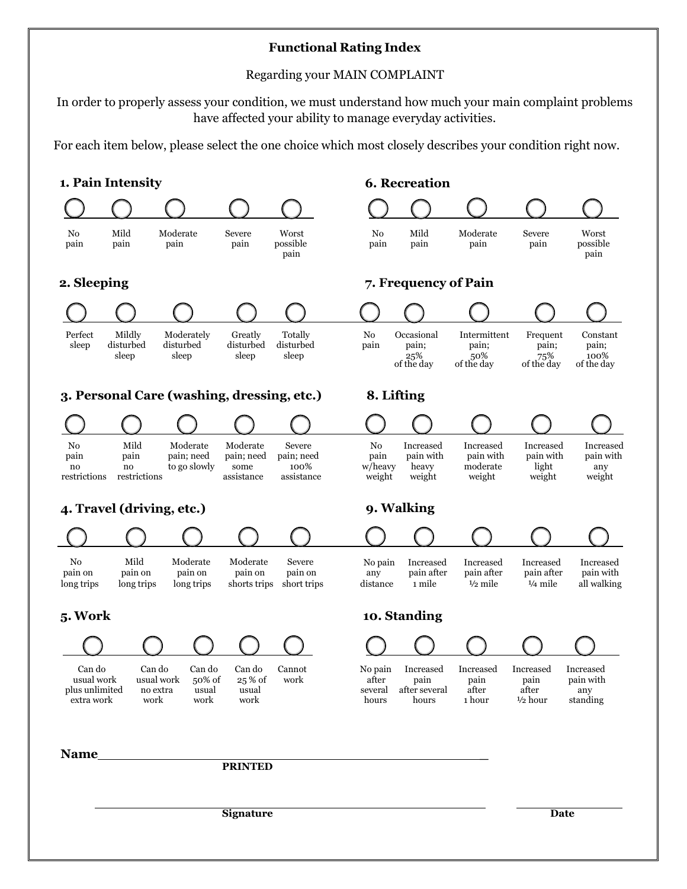# Functional Rating Index

Regarding your MAIN COMPLAINT

In order to properly assess your condition, we must understand how much your main complaint problems have affected your ability to manage everyday activities.

For each item below, please select the one choice which most closely describes your condition right now.

### 1. Pain Intensity

| ○ | ○ | ○ | ○ | ○ |
|---|---|---|---|---|
| No pain | Mild pain | Moderate pain | Severe pain | Worst possible pain |

### 2. Sleeping

| ○ | ○ | ○ | ○ | ○ |
|---|---|---|---|---|
| Perfect sleep | Mildly disturbed sleep | Moderately disturbed sleep | Greatly disturbed sleep | Totally disturbed sleep |

### 3. Personal Care (washing, dressing, etc.)

| ○ | ○ | ○ | ○ | ○ |
|---|---|---|---|---|
| No pain no restrictions | Mild pain no restrictions | Moderate pain; need to go slowly | Moderate pain; need some assistance | Severe pain; need 100% assistance |

### 4. Travel (driving, etc.)

| ○ | ○ | ○ | ○ | ○ |
|---|---|---|---|---|
| No pain on long trips | Mild pain on long trips | Moderate pain on long trips | Moderate pain on shorts trips | Severe pain on short trips |

### 5. Work

| ○ | ○ | ○ | ○ | ○ |
|---|---|---|---|---|
| Can do usual work plus unlimited extra work | Can do usual work no extra work | Can do 50% of usual work | Can do 25 % of usual work | Cannot work |

### 6. Recreation

| ○ | ○ | ○ | ○ | ○ |
|---|---|---|---|---|
| No pain | Mild pain | Moderate pain | Severe pain | Worst possible pain |

### 7. Frequency of Pain

| ○ | ○ | ○ | ○ | ○ |
|---|---|---|---|---|
| No pain | Occasional pain; 25% of the day | Intermittent pain; 50% of the day | Frequent pain; 75% of the day | Constant pain; 100% of the day |

### 8. Lifting

| ○ | ○ | ○ | ○ | ○ |
|---|---|---|---|---|
| No pain w/heavy weight | Increased pain with heavy weight | Increased pain with moderate weight | Increased pain with light weight | Increased pain with any weight |

### 9. Walking

| ○ | ○ | ○ | ○ | ○ |
|---|---|---|---|---|
| No pain any distance | Increased pain after 1 mile | Increased pain after ½ mile | Increased pain after ¼ mile | Increased pain with all walking |

### 10. Standing

| ○ | ○ | ○ | ○ | ○ |
|---|---|---|---|---|
| No pain after several hours | Increased pain after several hours | Increased pain after 1 hour | Increased pain after ½ hour | Increased pain with any standing |

**Name** ______________________________________________
**PRINTED**

______________________________________________ ________________
**Signature** **Date**